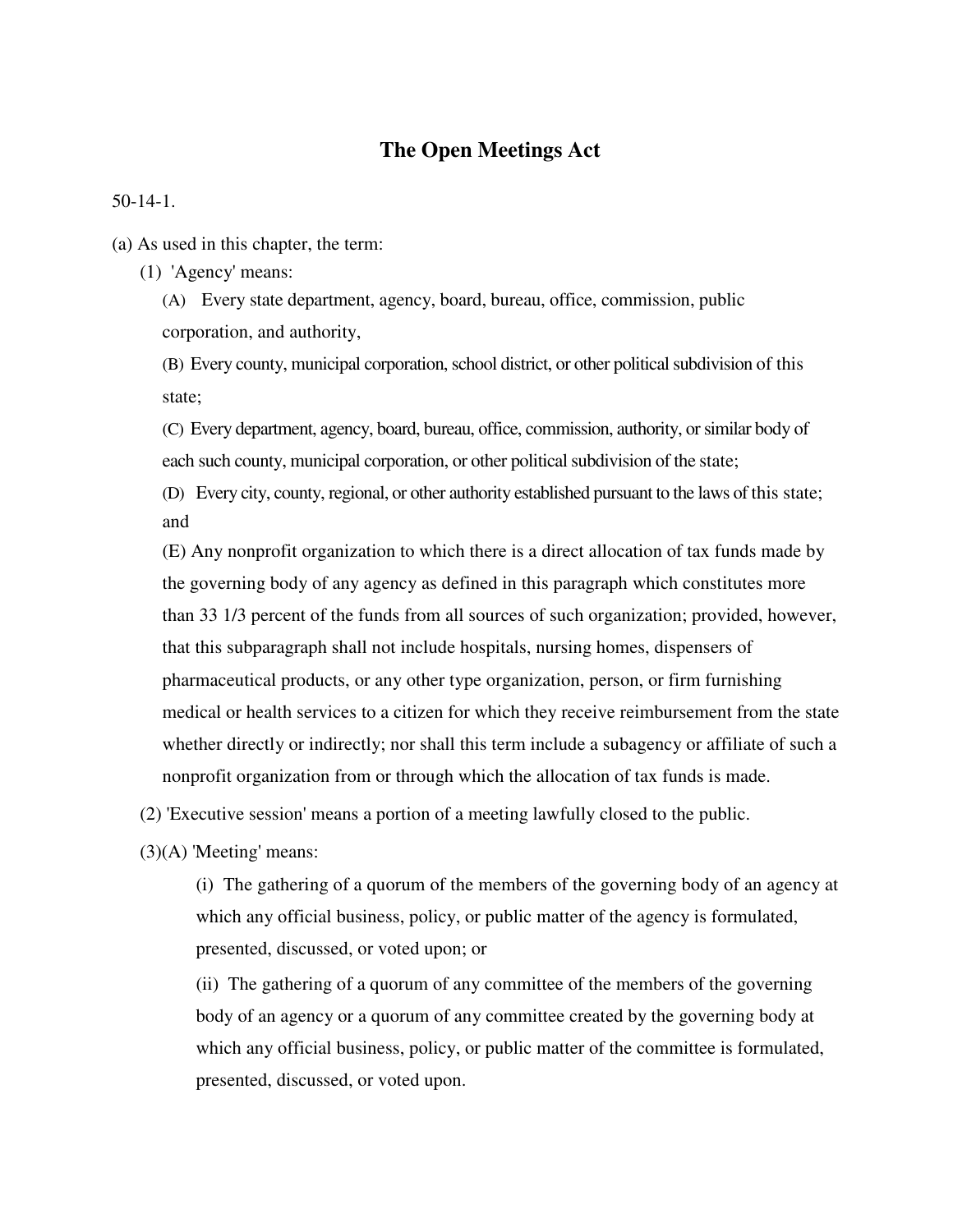# The Open Meetings Act

50-14-1.

(a) As used in this chapter, the term:

(1) 'Agency' means:

(A) Every state department, agency, board, bureau, office, commission, public corporation, and authority,

(B) Every county, municipal corporation, school district, or other political subdivision of this state;

(C) Every department, agency, board, bureau, office, commission, authority, or similar body of each such county, municipal corporation, or other political subdivision of the state;

(D) Every city, county, regional, or other authority established pursuant to the laws of this state; and

(E) Any nonprofit organization to which there is a direct allocation of tax funds made by the governing body of any agency as defined in this paragraph which constitutes more than 33 1/3 percent of the funds from all sources of such organization; provided, however, that this subparagraph shall not include hospitals, nursing homes, dispensers of pharmaceutical products, or any other type organization, person, or firm furnishing medical or health services to a citizen for which they receive reimbursement from the state whether directly or indirectly; nor shall this term include a subagency or affiliate of such a nonprofit organization from or through which the allocation of tax funds is made.

(2) 'Executive session' means a portion of a meeting lawfully closed to the public.

(3)(A) 'Meeting' means:

(i) The gathering of a quorum of the members of the governing body of an agency at which any official business, policy, or public matter of the agency is formulated, presented, discussed, or voted upon; or

(ii) The gathering of a quorum of any committee of the members of the governing body of an agency or a quorum of any committee created by the governing body at which any official business, policy, or public matter of the committee is formulated, presented, discussed, or voted upon.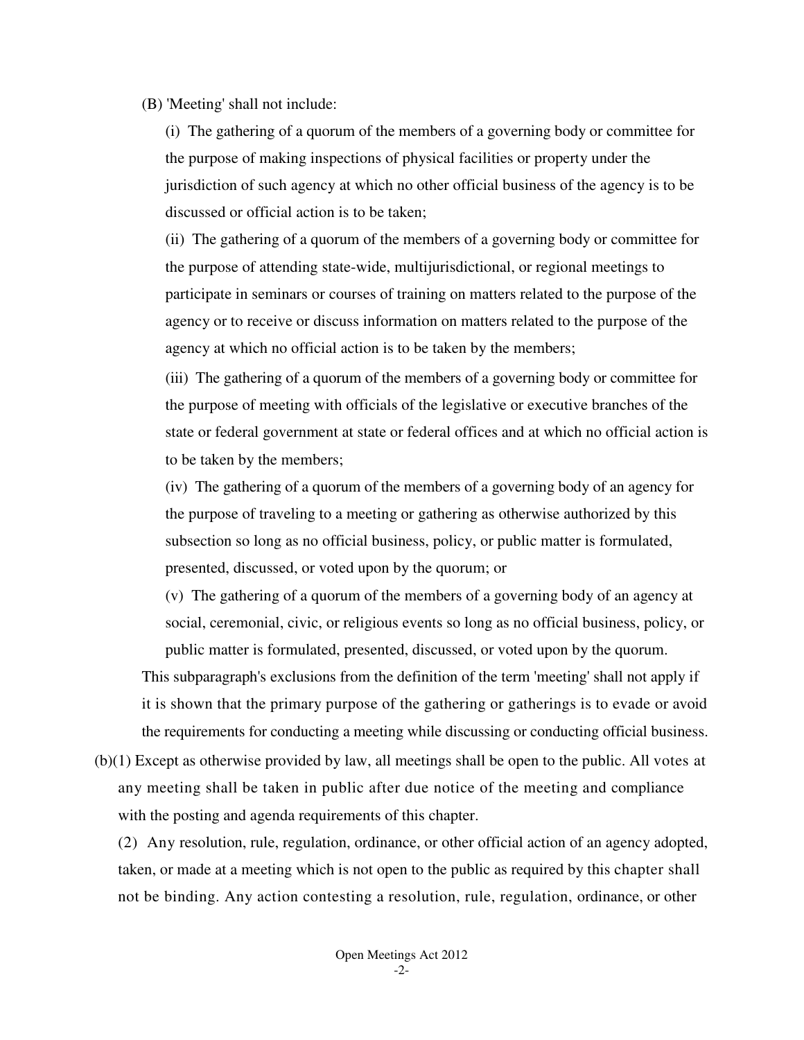(B) 'Meeting' shall not include:

(i) The gathering of a quorum of the members of a governing body or committee for the purpose of making inspections of physical facilities or property under the jurisdiction of such agency at which no other official business of the agency is to be discussed or official action is to be taken;

(ii) The gathering of a quorum of the members of a governing body or committee for the purpose of attending state-wide, multijurisdictional, or regional meetings to participate in seminars or courses of training on matters related to the purpose of the agency or to receive or discuss information on matters related to the purpose of the agency at which no official action is to be taken by the members;

(iii) The gathering of a quorum of the members of a governing body or committee for the purpose of meeting with officials of the legislative or executive branches of the state or federal government at state or federal offices and at which no official action is to be taken by the members;

(iv) The gathering of a quorum of the members of a governing body of an agency for the purpose of traveling to a meeting or gathering as otherwise authorized by this subsection so long as no official business, policy, or public matter is formulated, presented, discussed, or voted upon by the quorum; or

(v) The gathering of a quorum of the members of a governing body of an agency at social, ceremonial, civic, or religious events so long as no official business, policy, or public matter is formulated, presented, discussed, or voted upon by the quorum.

This subparagraph's exclusions from the definition of the term 'meeting' shall not apply if it is shown that the primary purpose of the gathering or gatherings is to evade or avoid the requirements for conducting a meeting while discussing or conducting official business.

(b)(1) Except as otherwise provided by law, all meetings shall be open to the public. All votes at any meeting shall be taken in public after due notice of the meeting and compliance with the posting and agenda requirements of this chapter.

(2) Any resolution, rule, regulation, ordinance, or other official action of an agency adopted, taken, or made at a meeting which is not open to the public as required by this chapter shall not be binding. Any action contesting a resolution, rule, regulation, ordinance, or other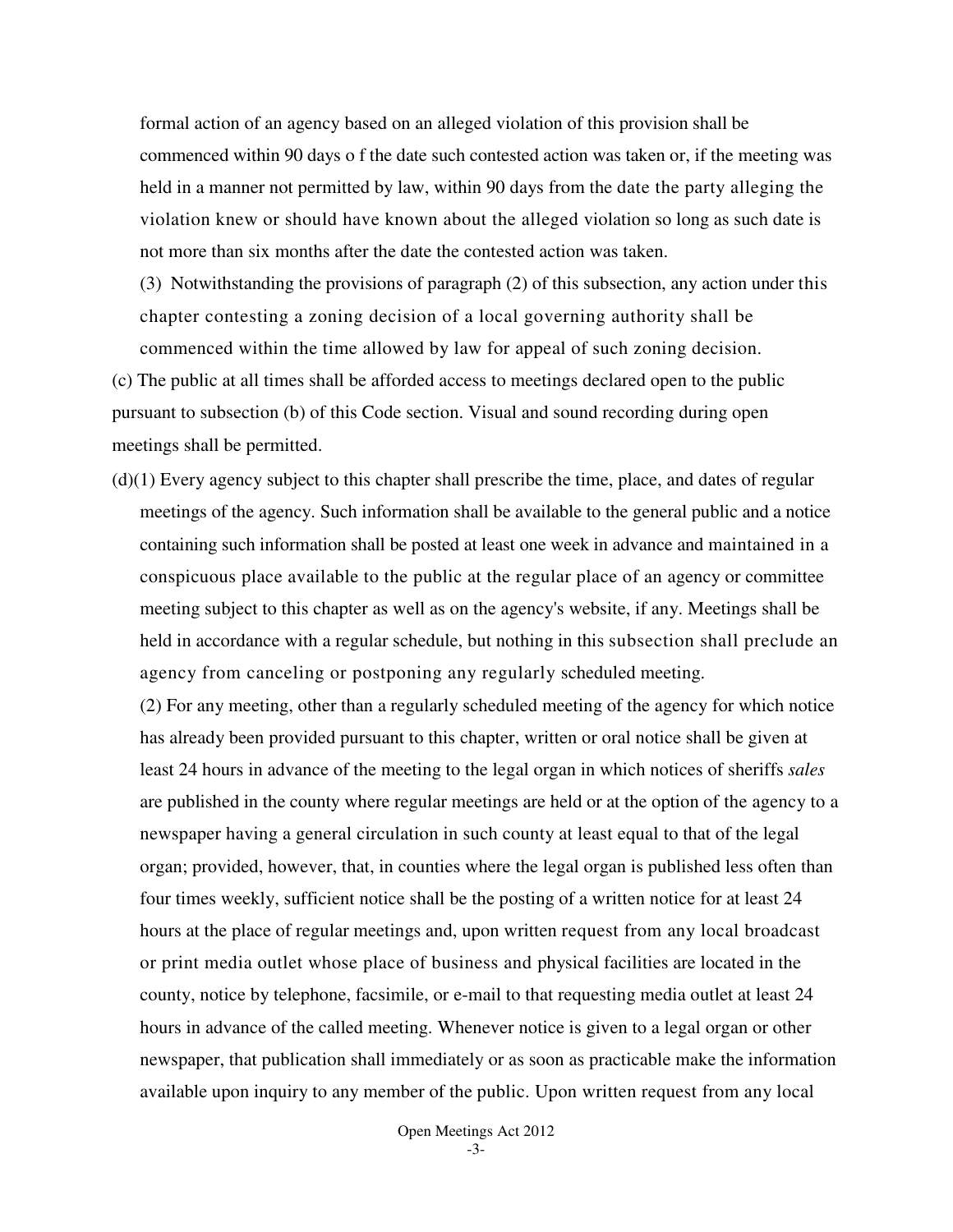formal action of an agency based on an alleged violation of this provision shall be commenced within 90 days o f the date such contested action was taken or, if the meeting was held in a manner not permitted by law, within 90 days from the date the party alleging the violation knew or should have known about the alleged violation so long as such date is not more than six months after the date the contested action was taken.

(3) Notwithstanding the provisions of paragraph (2) of this subsection, any action under this chapter contesting a zoning decision of a local governing authority shall be commenced within the time allowed by law for appeal of such zoning decision.

(c) The public at all times shall be afforded access to meetings declared open to the public pursuant to subsection (b) of this Code section. Visual and sound recording during open meetings shall be permitted.

(d)(1) Every agency subject to this chapter shall prescribe the time, place, and dates of regular meetings of the agency. Such information shall be available to the general public and a notice containing such information shall be posted at least one week in advance and maintained in a conspicuous place available to the public at the regular place of an agency or committee meeting subject to this chapter as well as on the agency's website, if any. Meetings shall be held in accordance with a regular schedule, but nothing in this subsection shall preclude an agency from canceling or postponing any regularly scheduled meeting.

(2) For any meeting, other than a regularly scheduled meeting of the agency for which notice has already been provided pursuant to this chapter, written or oral notice shall be given at least 24 hours in advance of the meeting to the legal organ in which notices of sheriffs *sales* are published in the county where regular meetings are held or at the option of the agency to a newspaper having a general circulation in such county at least equal to that of the legal organ; provided, however, that, in counties where the legal organ is published less often than four times weekly, sufficient notice shall be the posting of a written notice for at least 24 hours at the place of regular meetings and, upon written request from any local broadcast or print media outlet whose place of business and physical facilities are located in the county, notice by telephone, facsimile, or e-mail to that requesting media outlet at least 24 hours in advance of the called meeting. Whenever notice is given to a legal organ or other newspaper, that publication shall immediately or as soon as practicable make the information available upon inquiry to any member of the public. Upon written request from any local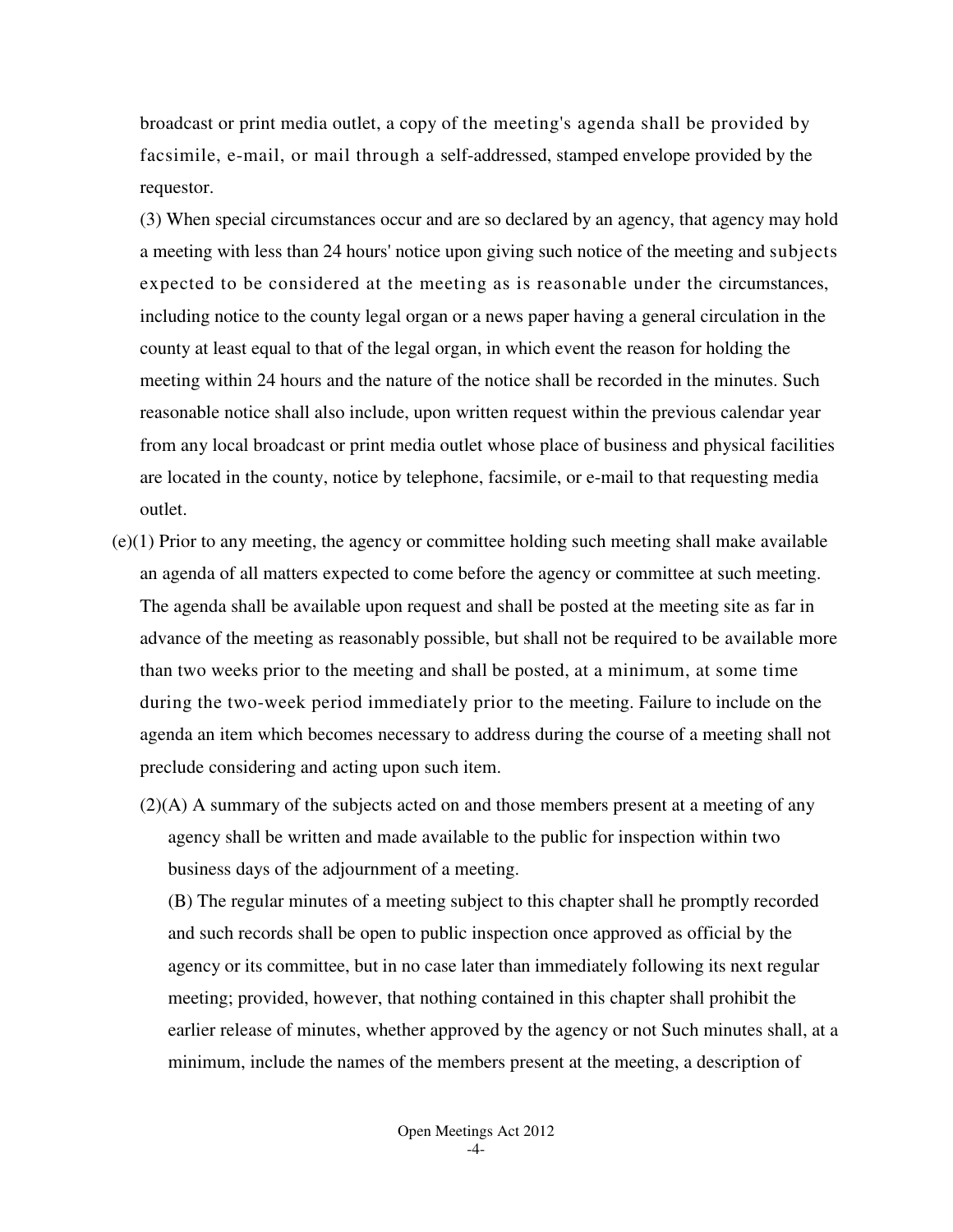broadcast or print media outlet, a copy of the meeting's agenda shall be provided by facsimile, e-mail, or mail through a self-addressed, stamped envelope provided by the requestor.

(3) When special circumstances occur and are so declared by an agency, that agency may hold a meeting with less than 24 hours' notice upon giving such notice of the meeting and subjects expected to be considered at the meeting as is reasonable under the circumstances, including notice to the county legal organ or a news paper having a general circulation in the county at least equal to that of the legal organ, in which event the reason for holding the meeting within 24 hours and the nature of the notice shall be recorded in the minutes. Such reasonable notice shall also include, upon written request within the previous calendar year from any local broadcast or print media outlet whose place of business and physical facilities are located in the county, notice by telephone, facsimile, or e-mail to that requesting media outlet.

(e)(1) Prior to any meeting, the agency or committee holding such meeting shall make available an agenda of all matters expected to come before the agency or committee at such meeting. The agenda shall be available upon request and shall be posted at the meeting site as far in advance of the meeting as reasonably possible, but shall not be required to be available more than two weeks prior to the meeting and shall be posted, at a minimum, at some time during the two-week period immediately prior to the meeting. Failure to include on the agenda an item which becomes necessary to address during the course of a meeting shall not preclude considering and acting upon such item.

(2)(A) A summary of the subjects acted on and those members present at a meeting of any agency shall be written and made available to the public for inspection within two business days of the adjournment of a meeting.

(B) The regular minutes of a meeting subject to this chapter shall he promptly recorded and such records shall be open to public inspection once approved as official by the agency or its committee, but in no case later than immediately following its next regular meeting; provided, however, that nothing contained in this chapter shall prohibit the earlier release of minutes, whether approved by the agency or not Such minutes shall, at a minimum, include the names of the members present at the meeting, a description of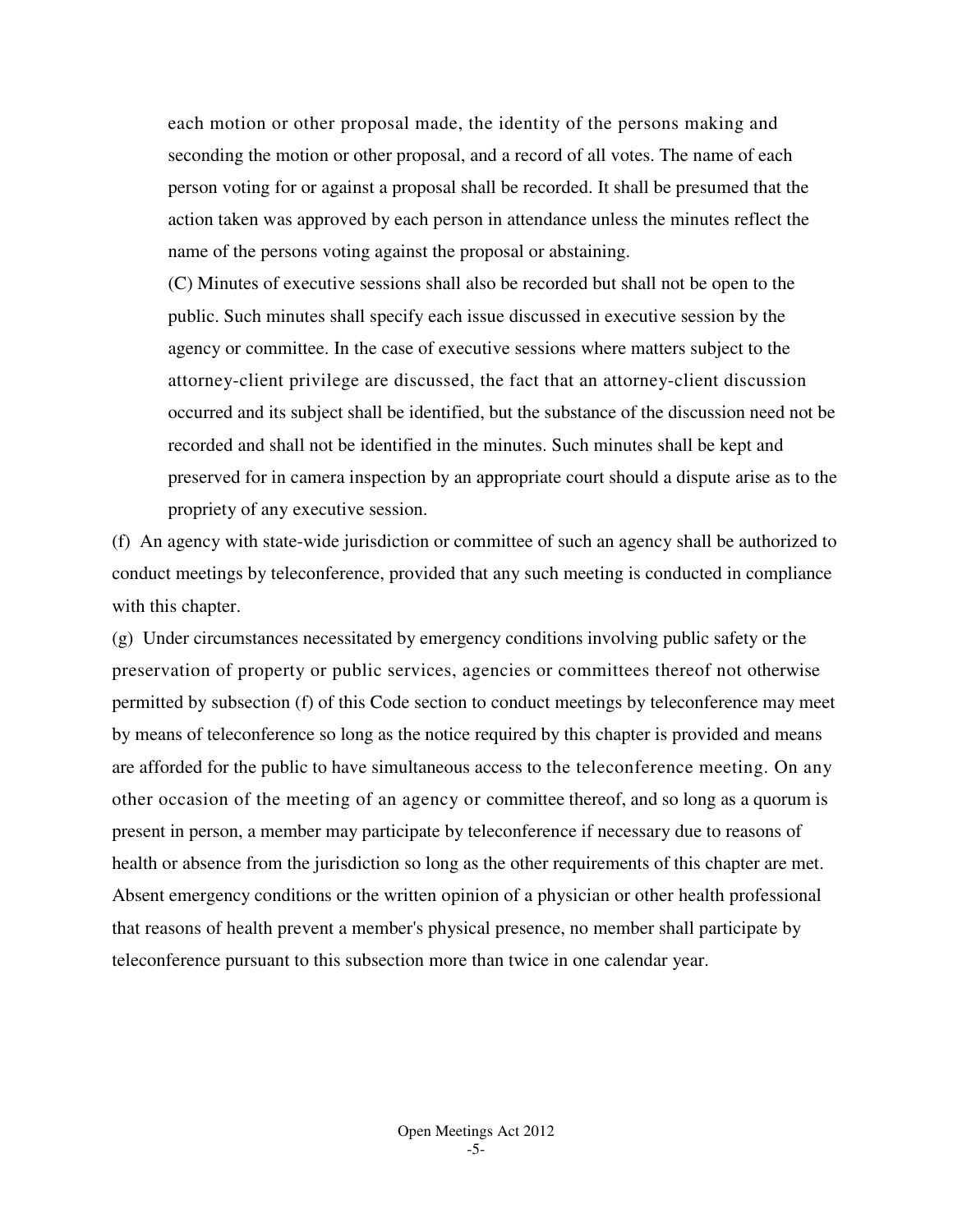each motion or other proposal made, the identity of the persons making and seconding the motion or other proposal, and a record of all votes. The name of each person voting for or against a proposal shall be recorded. It shall be presumed that the action taken was approved by each person in attendance unless the minutes reflect the name of the persons voting against the proposal or abstaining.

(C) Minutes of executive sessions shall also be recorded but shall not be open to the public. Such minutes shall specify each issue discussed in executive session by the agency or committee. In the case of executive sessions where matters subject to the attorney-client privilege are discussed, the fact that an attorney-client discussion occurred and its subject shall be identified, but the substance of the discussion need not be recorded and shall not be identified in the minutes. Such minutes shall be kept and preserved for in camera inspection by an appropriate court should a dispute arise as to the propriety of any executive session.

(f) An agency with state-wide jurisdiction or committee of such an agency shall be authorized to conduct meetings by teleconference, provided that any such meeting is conducted in compliance with this chapter.

(g) Under circumstances necessitated by emergency conditions involving public safety or the preservation of property or public services, agencies or committees thereof not otherwise permitted by subsection (f) of this Code section to conduct meetings by teleconference may meet by means of teleconference so long as the notice required by this chapter is provided and means are afforded for the public to have simultaneous access to the teleconference meeting. On any other occasion of the meeting of an agency or committee thereof, and so long as a quorum is present in person, a member may participate by teleconference if necessary due to reasons of health or absence from the jurisdiction so long as the other requirements of this chapter are met. Absent emergency conditions or the written opinion of a physician or other health professional that reasons of health prevent a member's physical presence, no member shall participate by teleconference pursuant to this subsection more than twice in one calendar year.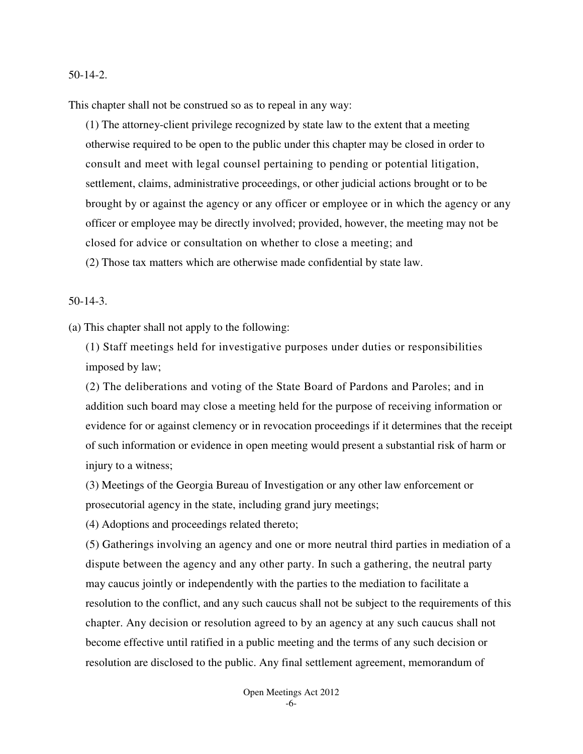50-14-2.

This chapter shall not be construed so as to repeal in any way:

(1) The attorney-client privilege recognized by state law to the extent that a meeting otherwise required to be open to the public under this chapter may be closed in order to consult and meet with legal counsel pertaining to pending or potential litigation, settlement, claims, administrative proceedings, or other judicial actions brought or to be brought by or against the agency or any officer or employee or in which the agency or any officer or employee may be directly involved; provided, however, the meeting may not be closed for advice or consultation on whether to close a meeting; and

(2) Those tax matters which are otherwise made confidential by state law.

50-14-3.

(a) This chapter shall not apply to the following:

(1) Staff meetings held for investigative purposes under duties or responsibilities imposed by law;

(2) The deliberations and voting of the State Board of Pardons and Paroles; and in addition such board may close a meeting held for the purpose of receiving information or evidence for or against clemency or in revocation proceedings if it determines that the receipt of such information or evidence in open meeting would present a substantial risk of harm or injury to a witness;

(3) Meetings of the Georgia Bureau of Investigation or any other law enforcement or prosecutorial agency in the state, including grand jury meetings;

(4) Adoptions and proceedings related thereto;

(5) Gatherings involving an agency and one or more neutral third parties in mediation of a dispute between the agency and any other party. In such a gathering, the neutral party may caucus jointly or independently with the parties to the mediation to facilitate a resolution to the conflict, and any such caucus shall not be subject to the requirements of this chapter. Any decision or resolution agreed to by an agency at any such caucus shall not become effective until ratified in a public meeting and the terms of any such decision or resolution are disclosed to the public. Any final settlement agreement, memorandum of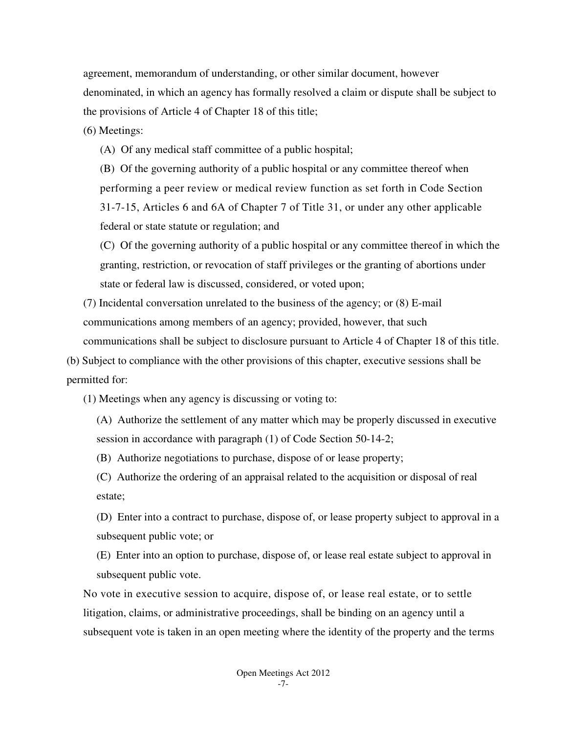agreement, memorandum of understanding, or other similar document, however denominated, in which an agency has formally resolved a claim or dispute shall be subject to the provisions of Article 4 of Chapter 18 of this title;

(6) Meetings:

(A) Of any medical staff committee of a public hospital;

(B) Of the governing authority of a public hospital or any committee thereof when performing a peer review or medical review function as set forth in Code Section 31-7-15, Articles 6 and 6A of Chapter 7 of Title 31, or under any other applicable federal or state statute or regulation; and

(C) Of the governing authority of a public hospital or any committee thereof in which the granting, restriction, or revocation of staff privileges or the granting of abortions under state or federal law is discussed, considered, or voted upon;

(7) Incidental conversation unrelated to the business of the agency; or (8) E-mail communications among members of an agency; provided, however, that such communications shall be subject to disclosure pursuant to Article 4 of Chapter 18 of this title.

(b) Subject to compliance with the other provisions of this chapter, executive sessions shall be permitted for:

(1) Meetings when any agency is discussing or voting to:

(A) Authorize the settlement of any matter which may be properly discussed in executive session in accordance with paragraph (1) of Code Section 50-14-2;

(B) Authorize negotiations to purchase, dispose of or lease property;

(C) Authorize the ordering of an appraisal related to the acquisition or disposal of real estate;

(D) Enter into a contract to purchase, dispose of, or lease property subject to approval in a subsequent public vote; or

(E) Enter into an option to purchase, dispose of, or lease real estate subject to approval in subsequent public vote.

No vote in executive session to acquire, dispose of, or lease real estate, or to settle litigation, claims, or administrative proceedings, shall be binding on an agency until a subsequent vote is taken in an open meeting where the identity of the property and the terms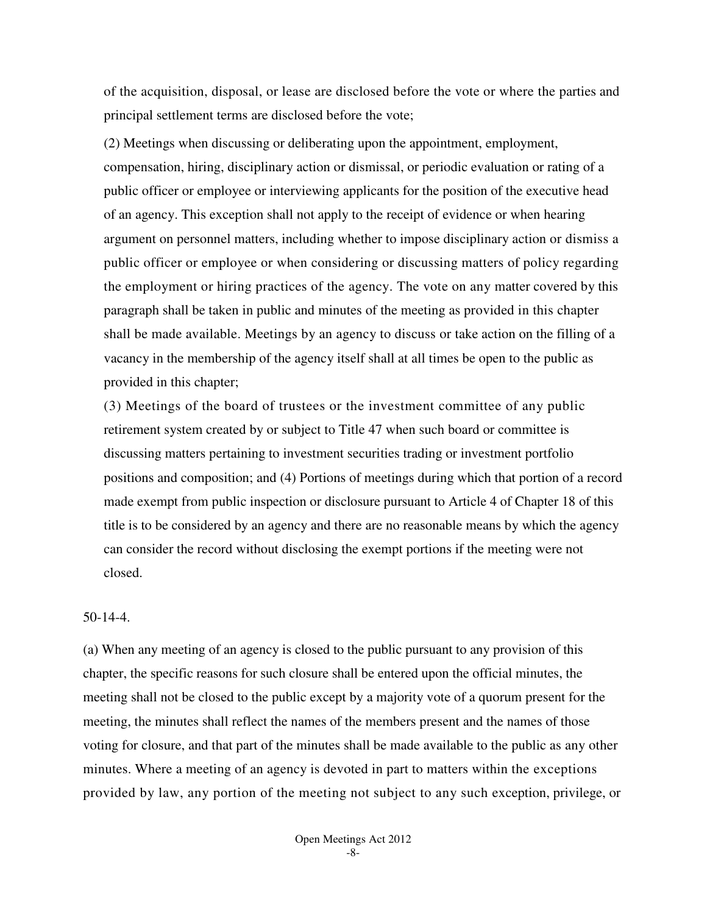of the acquisition, disposal, or lease are disclosed before the vote or where the parties and principal settlement terms are disclosed before the vote;

(2) Meetings when discussing or deliberating upon the appointment, employment, compensation, hiring, disciplinary action or dismissal, or periodic evaluation or rating of a public officer or employee or interviewing applicants for the position of the executive head of an agency. This exception shall not apply to the receipt of evidence or when hearing argument on personnel matters, including whether to impose disciplinary action or dismiss a public officer or employee or when considering or discussing matters of policy regarding the employment or hiring practices of the agency. The vote on any matter covered by this paragraph shall be taken in public and minutes of the meeting as provided in this chapter shall be made available. Meetings by an agency to discuss or take action on the filling of a vacancy in the membership of the agency itself shall at all times be open to the public as provided in this chapter;

(3) Meetings of the board of trustees or the investment committee of any public retirement system created by or subject to Title 47 when such board or committee is discussing matters pertaining to investment securities trading or investment portfolio positions and composition; and (4) Portions of meetings during which that portion of a record made exempt from public inspection or disclosure pursuant to Article 4 of Chapter 18 of this title is to be considered by an agency and there are no reasonable means by which the agency can consider the record without disclosing the exempt portions if the meeting were not closed.

50-14-4.

(a) When any meeting of an agency is closed to the public pursuant to any provision of this chapter, the specific reasons for such closure shall be entered upon the official minutes, the meeting shall not be closed to the public except by a majority vote of a quorum present for the meeting, the minutes shall reflect the names of the members present and the names of those voting for closure, and that part of the minutes shall be made available to the public as any other minutes. Where a meeting of an agency is devoted in part to matters within the exceptions provided by law, any portion of the meeting not subject to any such exception, privilege, or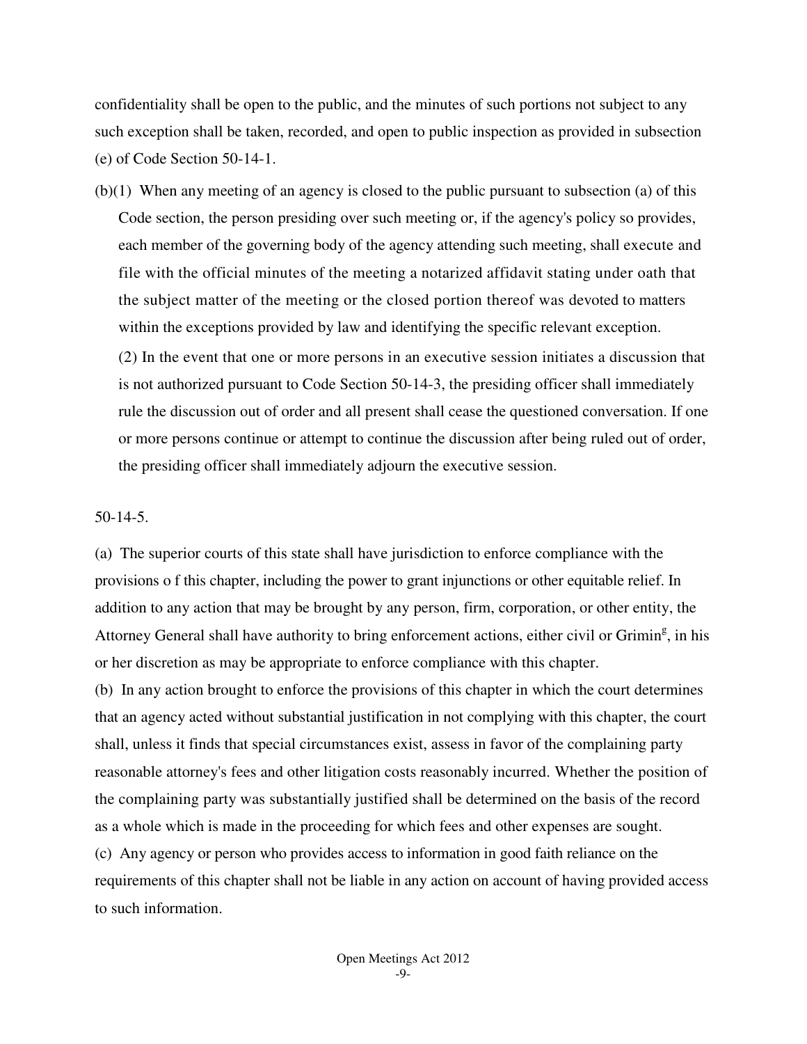confidentiality shall be open to the public, and the minutes of such portions not subject to any such exception shall be taken, recorded, and open to public inspection as provided in subsection (e) of Code Section 50-14-1.

(b)(1) When any meeting of an agency is closed to the public pursuant to subsection (a) of this Code section, the person presiding over such meeting or, if the agency's policy so provides, each member of the governing body of the agency attending such meeting, shall execute and file with the official minutes of the meeting a notarized affidavit stating under oath that the subject matter of the meeting or the closed portion thereof was devoted to matters within the exceptions provided by law and identifying the specific relevant exception.

(2) In the event that one or more persons in an executive session initiates a discussion that is not authorized pursuant to Code Section 50-14-3, the presiding officer shall immediately rule the discussion out of order and all present shall cease the questioned conversation. If one or more persons continue or attempt to continue the discussion after being ruled out of order, the presiding officer shall immediately adjourn the executive session.

50-14-5.

(a) The superior courts of this state shall have jurisdiction to enforce compliance with the provisions o f this chapter, including the power to grant injunctions or other equitable relief. In addition to any action that may be brought by any person, firm, corporation, or other entity, the Attorney General shall have authority to bring enforcement actions, either civil or Grimin[g], in his or her discretion as may be appropriate to enforce compliance with this chapter.

(b) In any action brought to enforce the provisions of this chapter in which the court determines that an agency acted without substantial justification in not complying with this chapter, the court shall, unless it finds that special circumstances exist, assess in favor of the complaining party reasonable attorney's fees and other litigation costs reasonably incurred. Whether the position of the complaining party was substantially justified shall be determined on the basis of the record as a whole which is made in the proceeding for which fees and other expenses are sought.

(c) Any agency or person who provides access to information in good faith reliance on the requirements of this chapter shall not be liable in any action on account of having provided access to such information.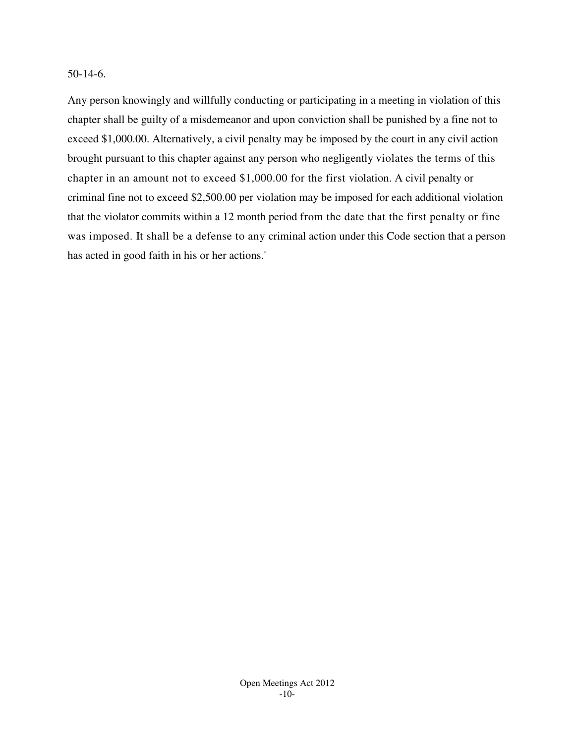50-14-6.

Any person knowingly and willfully conducting or participating in a meeting in violation of this chapter shall be guilty of a misdemeanor and upon conviction shall be punished by a fine not to exceed $1,000.00. Alternatively, a civil penalty may be imposed by the court in any civil action brought pursuant to this chapter against any person who negligently violates the terms of this chapter in an amount not to exceed $1,000.00 for the first violation. A civil penalty or criminal fine not to exceed $2,500.00 per violation may be imposed for each additional violation that the violator commits within a 12 month period from the date that the first penalty or fine was imposed. It shall be a defense to any criminal action under this Code section that a person has acted in good faith in his or her actions.'